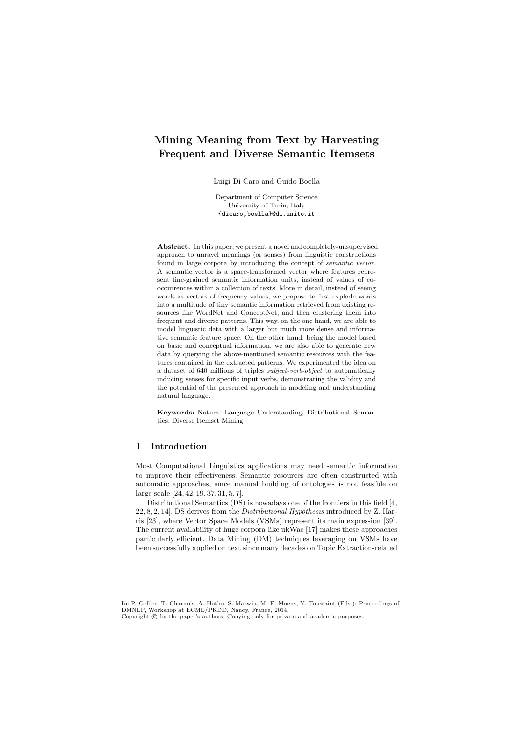# Mining Meaning from Text by Harvesting Frequent and Diverse Semantic Itemsets

Luigi Di Caro and Guido Boella

Department of Computer Science
University of Turin, Italy
{dicaro,boella}@di.unito.it

**Abstract.** In this paper, we present a novel and completely-unsupervised approach to unravel meanings (or senses) from linguistic constructions found in large corpora by introducing the concept of *semantic vector*. A semantic vector is a space-transformed vector where features represent fine-grained semantic information units, instead of values of co-occurrences within a collection of texts. More in detail, instead of seeing words as vectors of frequency values, we propose to first explode words into a multitude of tiny semantic information retrieved from existing resources like WordNet and ConceptNet, and then clustering them into frequent and diverse patterns. This way, on the one hand, we are able to model linguistic data with a larger but much more dense and informative semantic feature space. On the other hand, being the model based on basic and conceptual information, we are also able to generate new data by querying the above-mentioned semantic resources with the features contained in the extracted patterns. We experimented the idea on a dataset of 640 millions of triples *subject-verb-object* to automatically inducing senses for specific input verbs, demonstrating the validity and the potential of the presented approach in modeling and understanding natural language.

**Keywords:** Natural Language Understanding, Distributional Semantics, Diverse Itemset Mining

## 1 Introduction

Most Computational Linguistics applications may need semantic information to improve their effectiveness. Semantic resources are often constructed with automatic approaches, since manual building of ontologies is not feasible on large scale [24, 42, 19, 37, 31, 5, 7].

Distributional Semantics (DS) is nowadays one of the frontiers in this field [4, 22, 8, 2, 14]. DS derives from the *Distributional Hypothesis* introduced by Z. Harris [23], where Vector Space Models (VSMs) represent its main expression [39]. The current availability of huge corpora like ukWac [17] makes these approaches particularly efficient. Data Mining (DM) techniques leveraging on VSMs have been successfully applied on text since many decades on Topic Extraction-related

In: P. Cellier, T. Charnois, A. Hotho, S. Matwin, M.-F. Moens, Y. Toussaint (Eds.): Proceedings of DMNLP, Workshop at ECML/PKDD, Nancy, France, 2014.
Copyright © by the paper's authors. Copying only for private and academic purposes.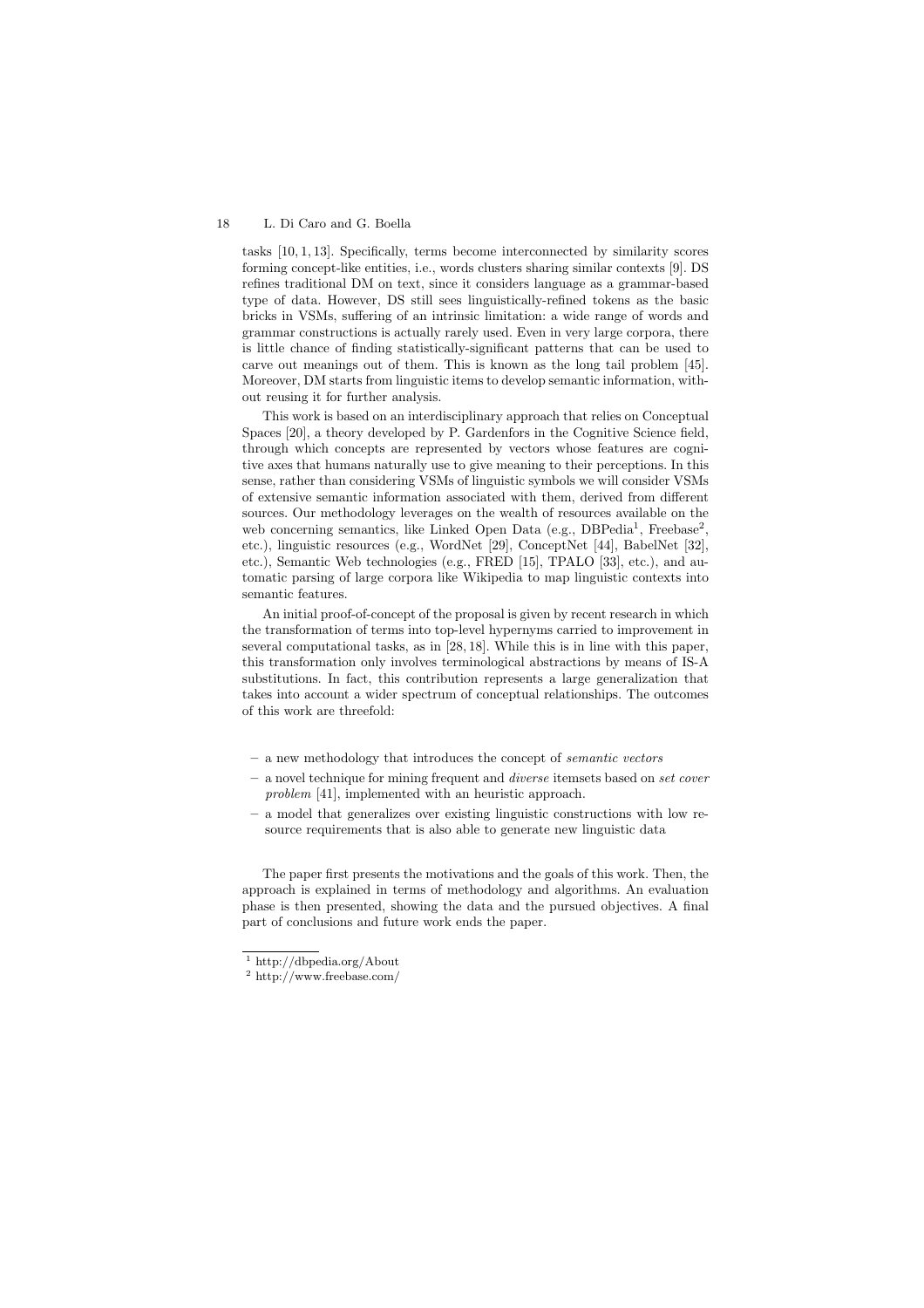tasks [10, 1, 13]. Specifically, terms become interconnected by similarity scores forming concept-like entities, i.e., words clusters sharing similar contexts [9]. DS refines traditional DM on text, since it considers language as a grammar-based type of data. However, DS still sees linguistically-refined tokens as the basic bricks in VSMs, suffering of an intrinsic limitation: a wide range of words and grammar constructions is actually rarely used. Even in very large corpora, there is little chance of finding statistically-significant patterns that can be used to carve out meanings out of them. This is known as the long tail problem [45]. Moreover, DM starts from linguistic items to develop semantic information, without reusing it for further analysis.

This work is based on an interdisciplinary approach that relies on Conceptual Spaces [20], a theory developed by P. Gardenfors in the Cognitive Science field, through which concepts are represented by vectors whose features are cognitive axes that humans naturally use to give meaning to their perceptions. In this sense, rather than considering VSMs of linguistic symbols we will consider VSMs of extensive semantic information associated with them, derived from different sources. Our methodology leverages on the wealth of resources available on the web concerning semantics, like Linked Open Data (e.g., DBPedia[1], Freebase[2], etc.), linguistic resources (e.g., WordNet [29], ConceptNet [44], BabelNet [32], etc.), Semantic Web technologies (e.g., FRED [15], TPALO [33], etc.), and automatic parsing of large corpora like Wikipedia to map linguistic contexts into semantic features.

An initial proof-of-concept of the proposal is given by recent research in which the transformation of terms into top-level hypernyms carried to improvement in several computational tasks, as in [28, 18]. While this is in line with this paper, this transformation only involves terminological abstractions by means of IS-A substitutions. In fact, this contribution represents a large generalization that takes into account a wider spectrum of conceptual relationships. The outcomes of this work are threefold:

- a new methodology that introduces the concept of *semantic vectors*
- a novel technique for mining frequent and *diverse* itemsets based on *set cover problem* [41], implemented with an heuristic approach.
- a model that generalizes over existing linguistic constructions with low resource requirements that is also able to generate new linguistic data

The paper first presents the motivations and the goals of this work. Then, the approach is explained in terms of methodology and algorithms. An evaluation phase is then presented, showing the data and the pursued objectives. A final part of conclusions and future work ends the paper.

[1] http://dbpedia.org/About

[2] http://www.freebase.com/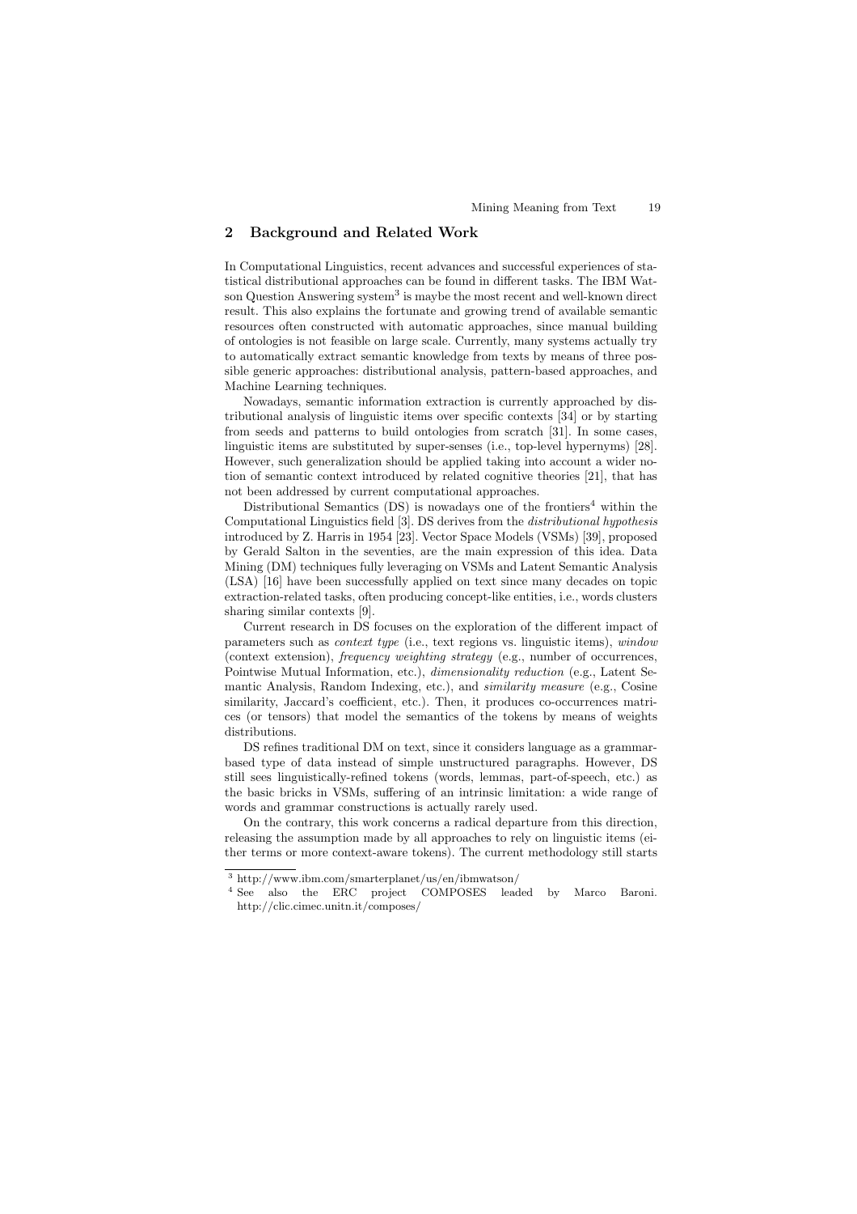## 2 Background and Related Work

In Computational Linguistics, recent advances and successful experiences of statistical distributional approaches can be found in different tasks. The IBM Watson Question Answering system[3] is maybe the most recent and well-known direct result. This also explains the fortunate and growing trend of available semantic resources often constructed with automatic approaches, since manual building of ontologies is not feasible on large scale. Currently, many systems actually try to automatically extract semantic knowledge from texts by means of three possible generic approaches: distributional analysis, pattern-based approaches, and Machine Learning techniques.

Nowadays, semantic information extraction is currently approached by distributional analysis of linguistic items over specific contexts [34] or by starting from seeds and patterns to build ontologies from scratch [31]. In some cases, linguistic items are substituted by super-senses (i.e., top-level hypernyms) [28]. However, such generalization should be applied taking into account a wider notion of semantic context introduced by related cognitive theories [21], that has not been addressed by current computational approaches.

Distributional Semantics (DS) is nowadays one of the frontiers[4] within the Computational Linguistics field [3]. DS derives from the *distributional hypothesis* introduced by Z. Harris in 1954 [23]. Vector Space Models (VSMs) [39], proposed by Gerald Salton in the seventies, are the main expression of this idea. Data Mining (DM) techniques fully leveraging on VSMs and Latent Semantic Analysis (LSA) [16] have been successfully applied on text since many decades on topic extraction-related tasks, often producing concept-like entities, i.e., words clusters sharing similar contexts [9].

Current research in DS focuses on the exploration of the different impact of parameters such as *context type* (i.e., text regions vs. linguistic items), *window* (context extension), *frequency weighting strategy* (e.g., number of occurrences, Pointwise Mutual Information, etc.), *dimensionality reduction* (e.g., Latent Semantic Analysis, Random Indexing, etc.), and *similarity measure* (e.g., Cosine similarity, Jaccard's coefficient, etc.). Then, it produces co-occurrences matrices (or tensors) that model the semantics of the tokens by means of weights distributions.

DS refines traditional DM on text, since it considers language as a grammar-based type of data instead of simple unstructured paragraphs. However, DS still sees linguistically-refined tokens (words, lemmas, part-of-speech, etc.) as the basic bricks in VSMs, suffering of an intrinsic limitation: a wide range of words and grammar constructions is actually rarely used.

On the contrary, this work concerns a radical departure from this direction, releasing the assumption made by all approaches to rely on linguistic items (either terms or more context-aware tokens). The current methodology still starts

[3] http://www.ibm.com/smarterplanet/us/en/ibmwatson/

[4] See also the ERC project COMPOSES leaded by Marco Baroni. http://clic.cimec.unitn.it/composes/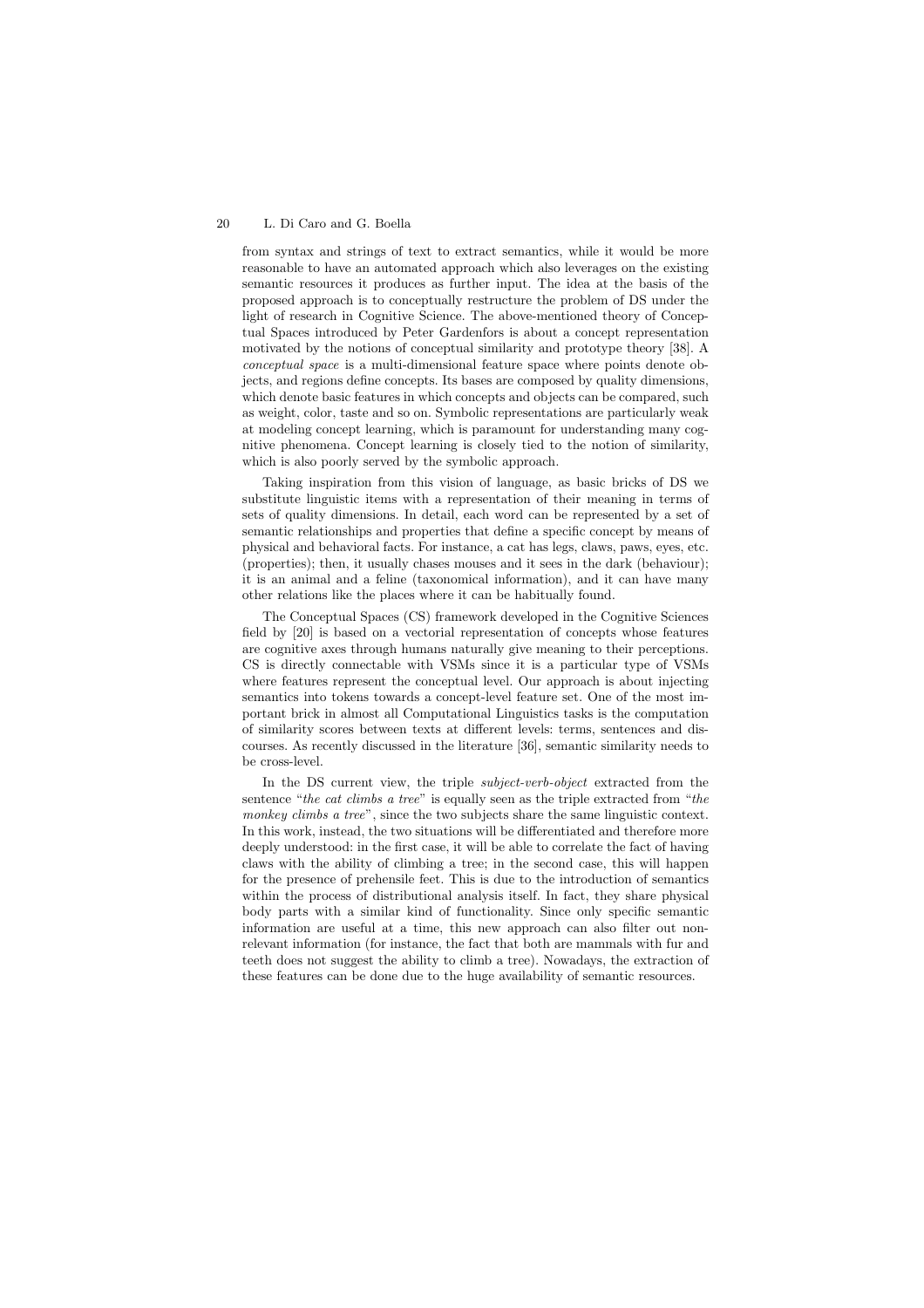from syntax and strings of text to extract semantics, while it would be more reasonable to have an automated approach which also leverages on the existing semantic resources it produces as further input. The idea at the basis of the proposed approach is to conceptually restructure the problem of DS under the light of research in Cognitive Science. The above-mentioned theory of Conceptual Spaces introduced by Peter Gardenfors is about a concept representation motivated by the notions of conceptual similarity and prototype theory [38]. A *conceptual space* is a multi-dimensional feature space where points denote objects, and regions define concepts. Its bases are composed by quality dimensions, which denote basic features in which concepts and objects can be compared, such as weight, color, taste and so on. Symbolic representations are particularly weak at modeling concept learning, which is paramount for understanding many cognitive phenomena. Concept learning is closely tied to the notion of similarity, which is also poorly served by the symbolic approach.

Taking inspiration from this vision of language, as basic bricks of DS we substitute linguistic items with a representation of their meaning in terms of sets of quality dimensions. In detail, each word can be represented by a set of semantic relationships and properties that define a specific concept by means of physical and behavioral facts. For instance, a cat has legs, claws, paws, eyes, etc. (properties); then, it usually chases mouses and it sees in the dark (behaviour); it is an animal and a feline (taxonomical information), and it can have many other relations like the places where it can be habitually found.

The Conceptual Spaces (CS) framework developed in the Cognitive Sciences field by [20] is based on a vectorial representation of concepts whose features are cognitive axes through humans naturally give meaning to their perceptions. CS is directly connectable with VSMs since it is a particular type of VSMs where features represent the conceptual level. Our approach is about injecting semantics into tokens towards a concept-level feature set. One of the most important brick in almost all Computational Linguistics tasks is the computation of similarity scores between texts at different levels: terms, sentences and discourses. As recently discussed in the literature [36], semantic similarity needs to be cross-level.

In the DS current view, the triple *subject-verb-object* extracted from the sentence "*the cat climbs a tree*" is equally seen as the triple extracted from "*the monkey climbs a tree*", since the two subjects share the same linguistic context. In this work, instead, the two situations will be differentiated and therefore more deeply understood: in the first case, it will be able to correlate the fact of having claws with the ability of climbing a tree; in the second case, this will happen for the presence of prehensile feet. This is due to the introduction of semantics within the process of distributional analysis itself. In fact, they share physical body parts with a similar kind of functionality. Since only specific semantic information are useful at a time, this new approach can also filter out non-relevant information (for instance, the fact that both are mammals with fur and teeth does not suggest the ability to climb a tree). Nowadays, the extraction of these features can be done due to the huge availability of semantic resources.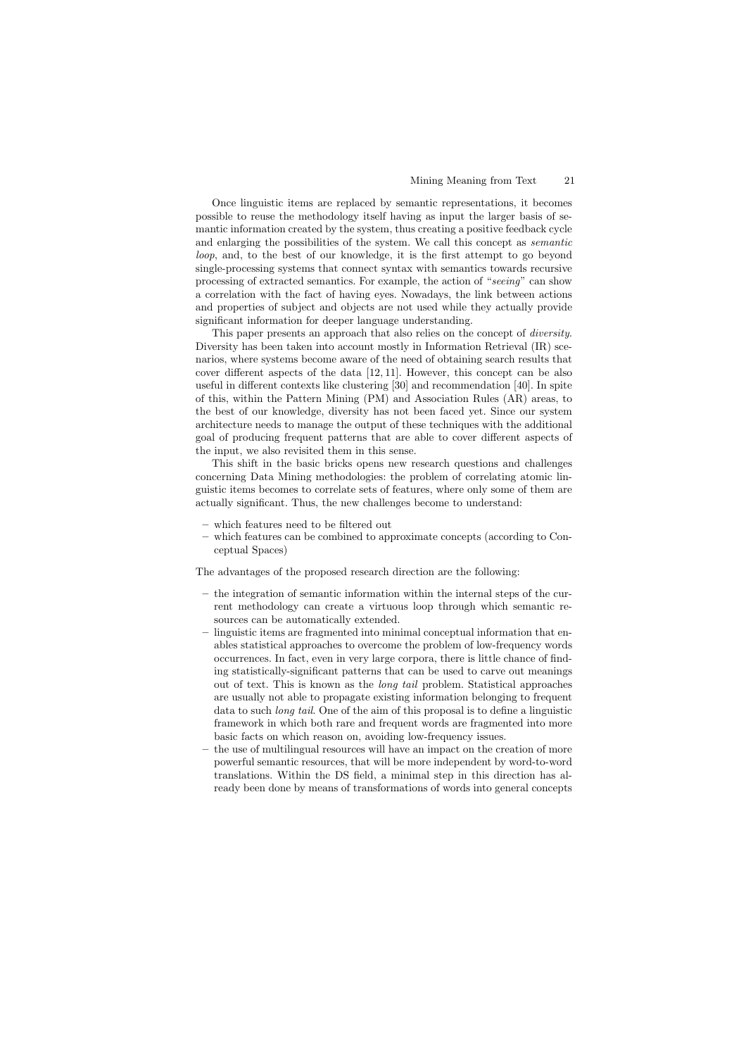Once linguistic items are replaced by semantic representations, it becomes possible to reuse the methodology itself having as input the larger basis of semantic information created by the system, thus creating a positive feedback cycle and enlarging the possibilities of the system. We call this concept as *semantic loop*, and, to the best of our knowledge, it is the first attempt to go beyond single-processing systems that connect syntax with semantics towards recursive processing of extracted semantics. For example, the action of "*seeing*" can show a correlation with the fact of having eyes. Nowadays, the link between actions and properties of subject and objects are not used while they actually provide significant information for deeper language understanding.

This paper presents an approach that also relies on the concept of *diversity*. Diversity has been taken into account mostly in Information Retrieval (IR) scenarios, where systems become aware of the need of obtaining search results that cover different aspects of the data [12, 11]. However, this concept can be also useful in different contexts like clustering [30] and recommendation [40]. In spite of this, within the Pattern Mining (PM) and Association Rules (AR) areas, to the best of our knowledge, diversity has not been faced yet. Since our system architecture needs to manage the output of these techniques with the additional goal of producing frequent patterns that are able to cover different aspects of the input, we also revisited them in this sense.

This shift in the basic bricks opens new research questions and challenges concerning Data Mining methodologies: the problem of correlating atomic linguistic items becomes to correlate sets of features, where only some of them are actually significant. Thus, the new challenges become to understand:

– which features need to be filtered out
– which features can be combined to approximate concepts (according to Conceptual Spaces)

The advantages of the proposed research direction are the following:

– the integration of semantic information within the internal steps of the current methodology can create a virtuous loop through which semantic resources can be automatically extended.
– linguistic items are fragmented into minimal conceptual information that enables statistical approaches to overcome the problem of low-frequency words occurrences. In fact, even in very large corpora, there is little chance of finding statistically-significant patterns that can be used to carve out meanings out of text. This is known as the *long tail* problem. Statistical approaches are usually not able to propagate existing information belonging to frequent data to such *long tail*. One of the aim of this proposal is to define a linguistic framework in which both rare and frequent words are fragmented into more basic facts on which reason on, avoiding low-frequency issues.
– the use of multilingual resources will have an impact on the creation of more powerful semantic resources, that will be more independent by word-to-word translations. Within the DS field, a minimal step in this direction has already been done by means of transformations of words into general concepts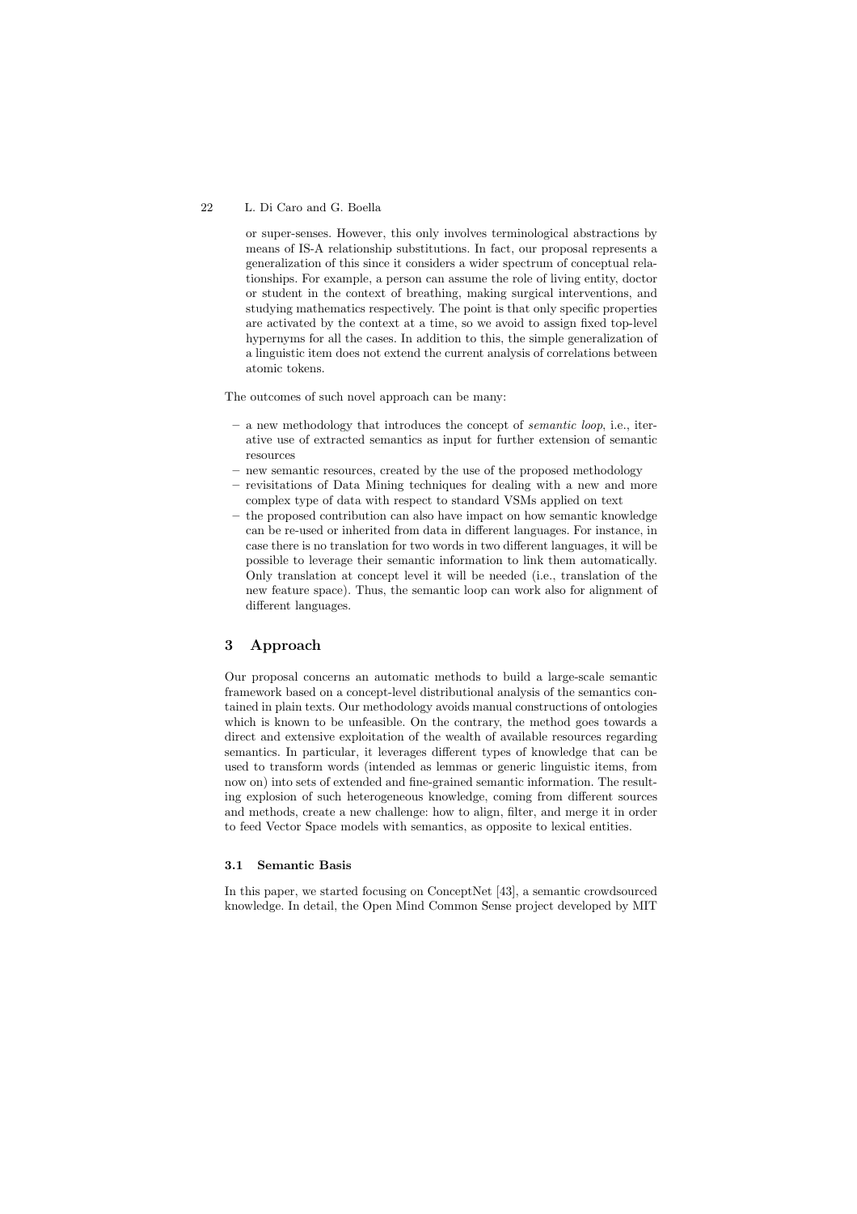or super-senses. However, this only involves terminological abstractions by means of IS-A relationship substitutions. In fact, our proposal represents a generalization of this since it considers a wider spectrum of conceptual relationships. For example, a person can assume the role of living entity, doctor or student in the context of breathing, making surgical interventions, and studying mathematics respectively. The point is that only specific properties are activated by the context at a time, so we avoid to assign fixed top-level hypernyms for all the cases. In addition to this, the simple generalization of a linguistic item does not extend the current analysis of correlations between atomic tokens.

The outcomes of such novel approach can be many:

- a new methodology that introduces the concept of *semantic loop*, i.e., iterative use of extracted semantics as input for further extension of semantic resources
- new semantic resources, created by the use of the proposed methodology
- revisitations of Data Mining techniques for dealing with a new and more complex type of data with respect to standard VSMs applied on text
- the proposed contribution can also have impact on how semantic knowledge can be re-used or inherited from data in different languages. For instance, in case there is no translation for two words in two different languages, it will be possible to leverage their semantic information to link them automatically. Only translation at concept level it will be needed (i.e., translation of the new feature space). Thus, the semantic loop can work also for alignment of different languages.

## 3 Approach

Our proposal concerns an automatic methods to build a large-scale semantic framework based on a concept-level distributional analysis of the semantics contained in plain texts. Our methodology avoids manual constructions of ontologies which is known to be unfeasible. On the contrary, the method goes towards a direct and extensive exploitation of the wealth of available resources regarding semantics. In particular, it leverages different types of knowledge that can be used to transform words (intended as lemmas or generic linguistic items, from now on) into sets of extended and fine-grained semantic information. The resulting explosion of such heterogeneous knowledge, coming from different sources and methods, create a new challenge: how to align, filter, and merge it in order to feed Vector Space models with semantics, as opposite to lexical entities.

### 3.1 Semantic Basis

In this paper, we started focusing on ConceptNet [43], a semantic crowdsourced knowledge. In detail, the Open Mind Common Sense project developed by MIT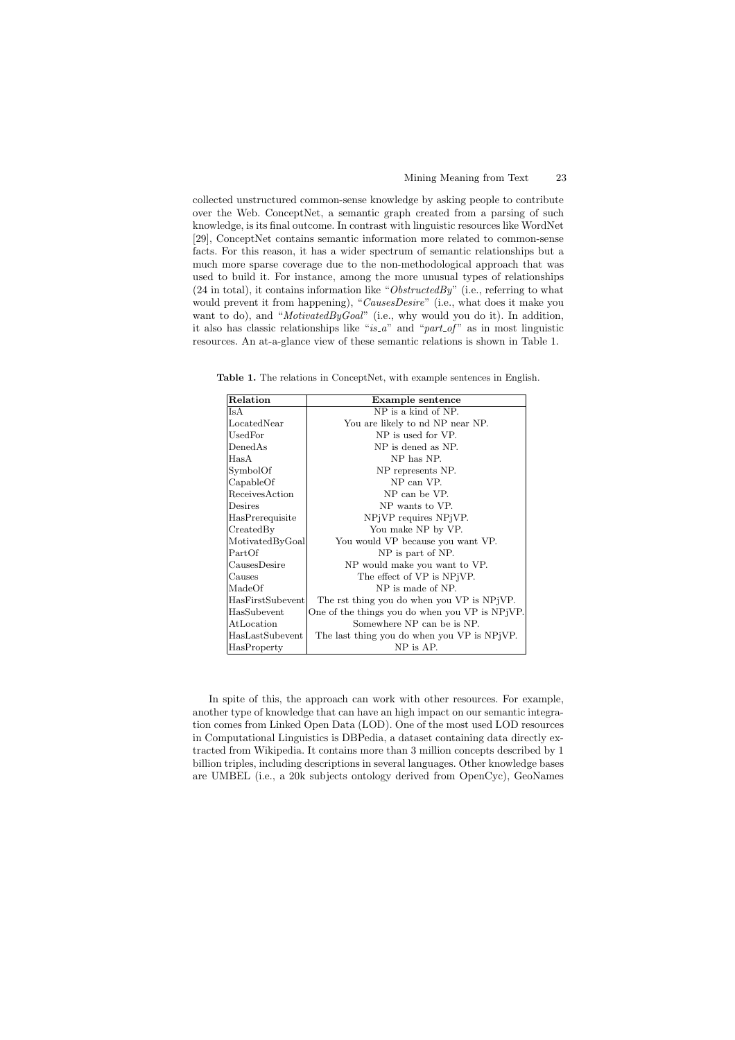collected unstructured common-sense knowledge by asking people to contribute over the Web. ConceptNet, a semantic graph created from a parsing of such knowledge, is its final outcome. In contrast with linguistic resources like WordNet [29], ConceptNet contains semantic information more related to common-sense facts. For this reason, it has a wider spectrum of semantic relationships but a much more sparse coverage due to the non-methodological approach that was used to build it. For instance, among the more unusual types of relationships (24 in total), it contains information like "*ObstructedBy*" (i.e., referring to what would prevent it from happening), "*CausesDesire*" (i.e., what does it make you want to do), and "*MotivatedByGoal*" (i.e., why would you do it). In addition, it also has classic relationships like "*is_a*" and "*part_of*" as in most linguistic resources. An at-a-glance view of these semantic relations is shown in Table 1.

**Table 1.** The relations in ConceptNet, with example sentences in English.

| Relation | Example sentence |
|---|---|
| IsA | NP is a kind of NP. |
| LocatedNear | You are likely to nd NP near NP. |
| UsedFor | NP is used for VP. |
| DenedAs | NP is dened as NP. |
| HasA | NP has NP. |
| SymbolOf | NP represents NP. |
| CapableOf | NP can VP. |
| ReceivesAction | NP can be VP. |
| Desires | NP wants to VP. |
| HasPrerequisite | NPjVP requires NPjVP. |
| CreatedBy | You make NP by VP. |
| MotivatedByGoal | You would VP because you want VP. |
| PartOf | NP is part of NP. |
| CausesDesire | NP would make you want to VP. |
| Causes | The effect of VP is NPjVP. |
| MadeOf | NP is made of NP. |
| HasFirstSubevent | The rst thing you do when you VP is NPjVP. |
| HasSubevent | One of the things you do when you VP is NPjVP. |
| AtLocation | Somewhere NP can be is NP. |
| HasLastSubevent | The last thing you do when you VP is NPjVP. |
| HasProperty | NP is AP. |

In spite of this, the approach can work with other resources. For example, another type of knowledge that can have an high impact on our semantic integration comes from Linked Open Data (LOD). One of the most used LOD resources in Computational Linguistics is DBPedia, a dataset containing data directly extracted from Wikipedia. It contains more than 3 million concepts described by 1 billion triples, including descriptions in several languages. Other knowledge bases are UMBEL (i.e., a 20k subjects ontology derived from OpenCyc), GeoNames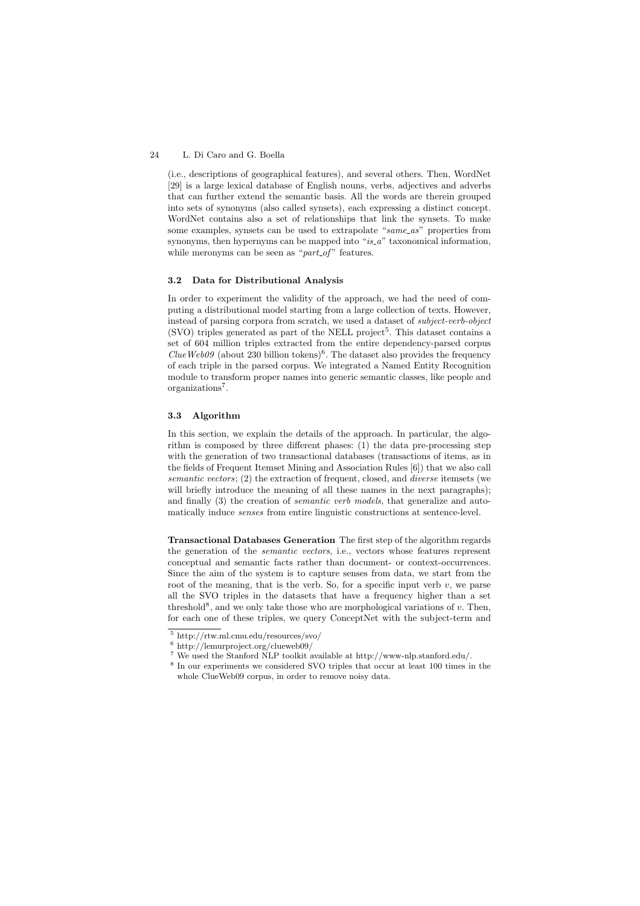(i.e., descriptions of geographical features), and several others. Then, WordNet [29] is a large lexical database of English nouns, verbs, adjectives and adverbs that can further extend the semantic basis. All the words are therein grouped into sets of synonyms (also called synsets), each expressing a distinct concept. WordNet contains also a set of relationships that link the synsets. To make some examples, synsets can be used to extrapolate "*same_as*" properties from synonyms, then hypernyms can be mapped into "*is_a*" taxonomical information, while meronyms can be seen as "*part_of*" features.

### 3.2 Data for Distributional Analysis

In order to experiment the validity of the approach, we had the need of computing a distributional model starting from a large collection of texts. However, instead of parsing corpora from scratch, we used a dataset of *subject-verb-object* (SVO) triples generated as part of the NELL project[5]. This dataset contains a set of 604 million triples extracted from the entire dependency-parsed corpus *ClueWeb09* (about 230 billion tokens)[6]. The dataset also provides the frequency of each triple in the parsed corpus. We integrated a Named Entity Recognition module to transform proper names into generic semantic classes, like people and organizations[7].

### 3.3 Algorithm

In this section, we explain the details of the approach. In particular, the algorithm is composed by three different phases: (1) the data pre-processing step with the generation of two transactional databases (transactions of items, as in the fields of Frequent Itemset Mining and Association Rules [6]) that we also call *semantic vectors*; (2) the extraction of frequent, closed, and *diverse* itemsets (we will briefly introduce the meaning of all these names in the next paragraphs); and finally (3) the creation of *semantic verb models*, that generalize and automatically induce *senses* from entire linguistic constructions at sentence-level.

**Transactional Databases Generation** The first step of the algorithm regards the generation of the *semantic vectors*, i.e., vectors whose features represent conceptual and semantic facts rather than document- or context-occurrences. Since the aim of the system is to capture senses from data, we start from the root of the meaning, that is the verb. So, for a specific input verb $v$, we parse all the SVO triples in the datasets that have a frequency higher than a set threshold[8], and we only take those who are morphological variations of $v$. Then, for each one of these triples, we query ConceptNet with the subject-term and

[5] http://rtw.ml.cmu.edu/resources/svo/

[6] http://lemurproject.org/clueweb09/

[7] We used the Stanford NLP toolkit available at http://www-nlp.stanford.edu/.

[8] In our experiments we considered SVO triples that occur at least 100 times in the whole ClueWeb09 corpus, in order to remove noisy data.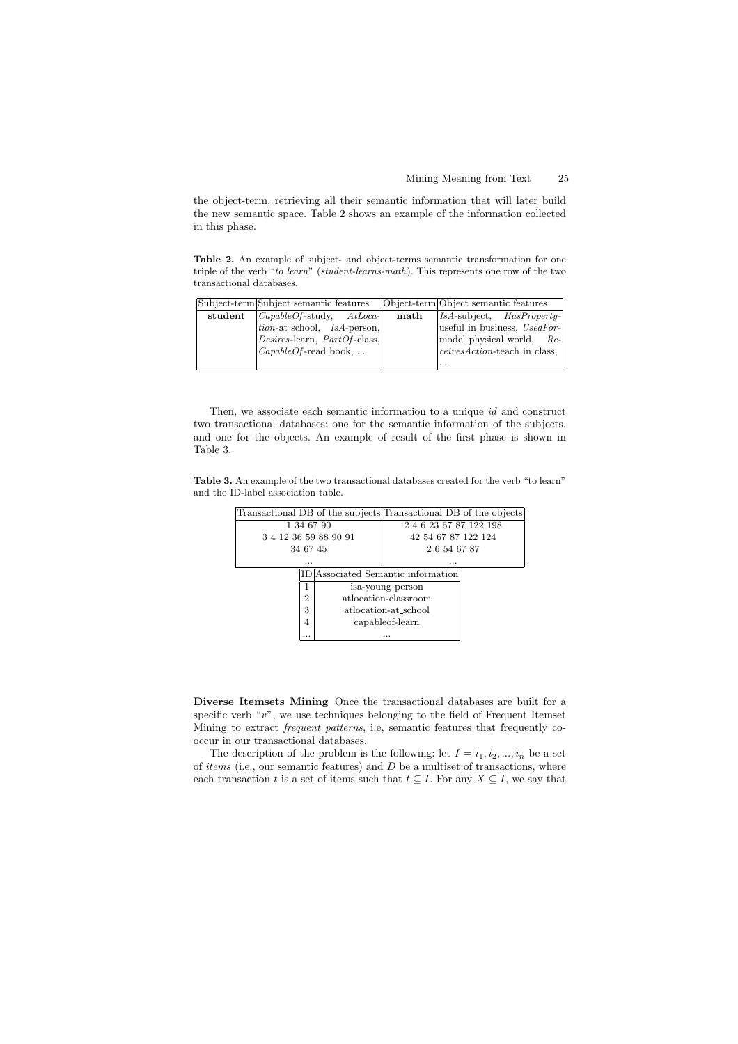the object-term, retrieving all their semantic information that will later build the new semantic space. Table 2 shows an example of the information collected in this phase.

**Table 2.** An example of subject- and object-terms semantic transformation for one triple of the verb "*to learn*" (*student-learns-math*). This represents one row of the two transactional databases.

| Subject-term | Subject semantic features | Object-term | Object semantic features |
|---|---|---|---|
| **student** | *CapableOf*-study, *AtLocation*-at_school, *IsA*-person, *Desires*-learn, *PartOf*-class, *CapableOf*-read_book, ... | **math** | *IsA*-subject, *HasProperty*-useful_in_business, *UsedFor*-model_physical_world, *ReceivesAction*-teach_in_class, ... |

Then, we associate each semantic information to a unique *id* and construct two transactional databases: one for the semantic information of the subjects, and one for the objects. An example of result of the first phase is shown in Table 3.

**Table 3.** An example of the two transactional databases created for the verb "to learn" and the ID-label association table.

| Transactional DB of the subjects | Transactional DB of the objects |
|---|---|
| 1 34 67 90 | 2 4 6 23 67 87 122 198 |
| 3 4 12 36 59 88 90 91 | 42 54 67 87 122 124 |
| 34 67 45 | 2 6 54 67 87 |
| ... | ... |

| ID | Associated Semantic information |
|---|---|
| 1 | isa-young_person |
| 2 | atlocation-classroom |
| 3 | atlocation-at_school |
| 4 | capableof-learn |
| ... | ... |

**Diverse Itemsets Mining** Once the transactional databases are built for a specific verb "$v$", we use techniques belonging to the field of Frequent Itemset Mining to extract *frequent patterns*, i.e, semantic features that frequently cooccur in our transactional databases.

The description of the problem is the following: let $I = i_1, i_2, ..., i_n$ be a set of *items* (i.e., our semantic features) and $D$ be a multiset of transactions, where each transaction $t$ is a set of items such that $t \subseteq I$. For any $X \subseteq I$, we say that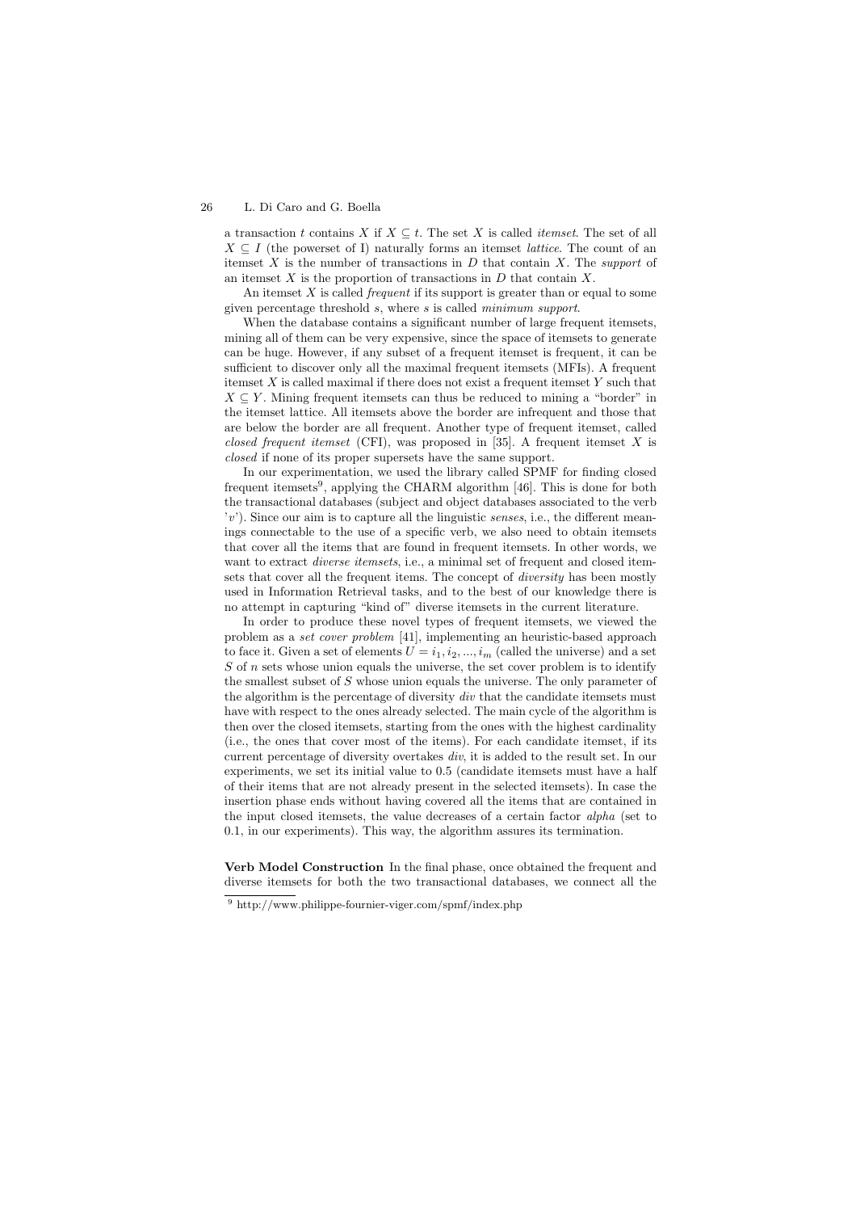a transaction $t$ contains $X$ if $X \subseteq t$. The set $X$ is called *itemset*. The set of all $X \subseteq I$ (the powerset of I) naturally forms an itemset *lattice*. The count of an itemset $X$ is the number of transactions in $D$ that contain $X$. The *support* of an itemset $X$ is the proportion of transactions in $D$ that contain $X$.

An itemset $X$ is called *frequent* if its support is greater than or equal to some given percentage threshold $s$, where $s$ is called *minimum support*.

When the database contains a significant number of large frequent itemsets, mining all of them can be very expensive, since the space of itemsets to generate can be huge. However, if any subset of a frequent itemset is frequent, it can be sufficient to discover only all the maximal frequent itemsets (MFIs). A frequent itemset $X$ is called maximal if there does not exist a frequent itemset $Y$ such that $X \subseteq Y$. Mining frequent itemsets can thus be reduced to mining a "border" in the itemset lattice. All itemsets above the border are infrequent and those that are below the border are all frequent. Another type of frequent itemset, called *closed frequent itemset* (CFI), was proposed in [35]. A frequent itemset $X$ is *closed* if none of its proper supersets have the same support.

In our experimentation, we used the library called SPMF for finding closed frequent itemsets[9], applying the CHARM algorithm [46]. This is done for both the transactional databases (subject and object databases associated to the verb '$v$'). Since our aim is to capture all the linguistic *senses*, i.e., the different meanings connectable to the use of a specific verb, we also need to obtain itemsets that cover all the items that are found in frequent itemsets. In other words, we want to extract *diverse itemsets*, i.e., a minimal set of frequent and closed itemsets that cover all the frequent items. The concept of *diversity* has been mostly used in Information Retrieval tasks, and to the best of our knowledge there is no attempt in capturing "kind of" diverse itemsets in the current literature.

In order to produce these novel types of frequent itemsets, we viewed the problem as a *set cover problem* [41], implementing an heuristic-based approach to face it. Given a set of elements $U = i_1, i_2, ..., i_m$ (called the universe) and a set $S$ of $n$ sets whose union equals the universe, the set cover problem is to identify the smallest subset of $S$ whose union equals the universe. The only parameter of the algorithm is the percentage of diversity *div* that the candidate itemsets must have with respect to the ones already selected. The main cycle of the algorithm is then over the closed itemsets, starting from the ones with the highest cardinality (i.e., the ones that cover most of the items). For each candidate itemset, if its current percentage of diversity overtakes *div*, it is added to the result set. In our experiments, we set its initial value to 0.5 (candidate itemsets must have a half of their items that are not already present in the selected itemsets). In case the insertion phase ends without having covered all the items that are contained in the input closed itemsets, the value decreases of a certain factor *alpha* (set to 0.1, in our experiments). This way, the algorithm assures its termination.

**Verb Model Construction** In the final phase, once obtained the frequent and diverse itemsets for both the two transactional databases, we connect all the

[9] http://www.philippe-fournier-viger.com/spmf/index.php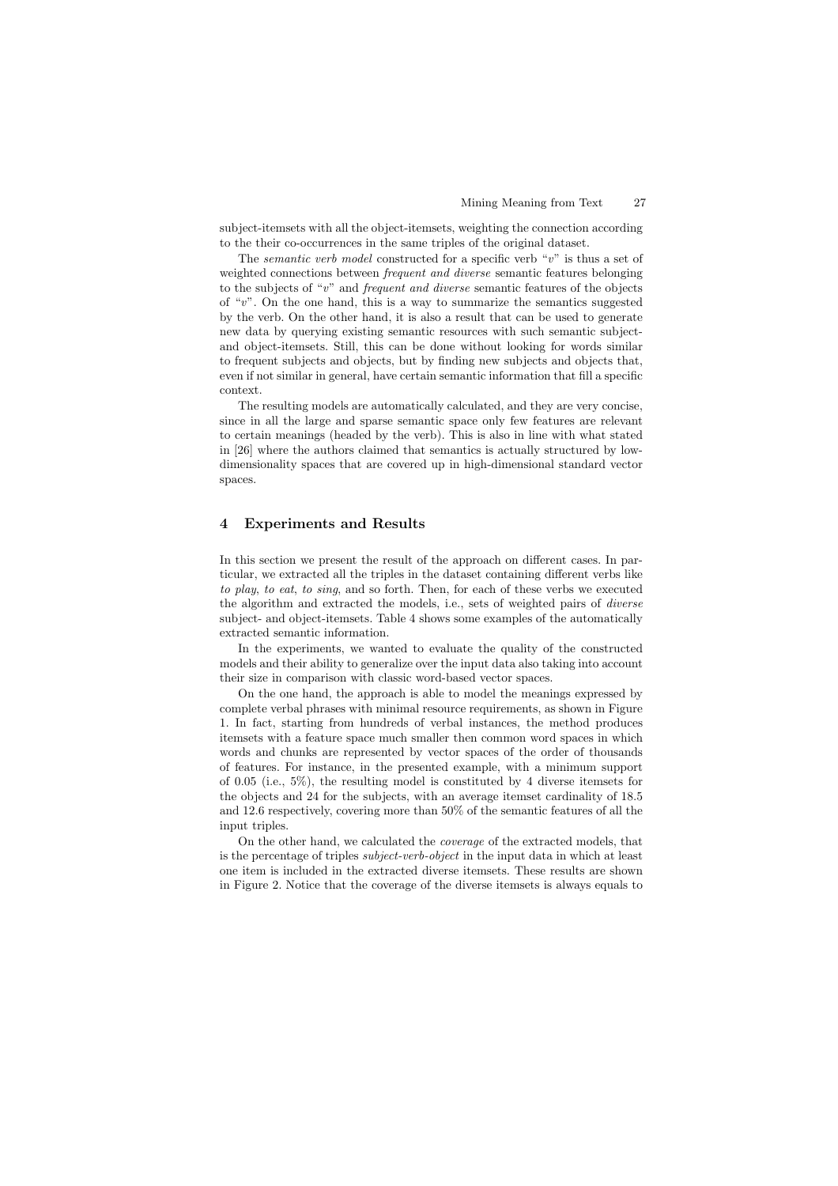subject-itemsets with all the object-itemsets, weighting the connection according to the their co-occurrences in the same triples of the original dataset.

The *semantic verb model* constructed for a specific verb "$v$" is thus a set of weighted connections between *frequent and diverse* semantic features belonging to the subjects of "$v$" and *frequent and diverse* semantic features of the objects of "$v$". On the one hand, this is a way to summarize the semantics suggested by the verb. On the other hand, it is also a result that can be used to generate new data by querying existing semantic resources with such semantic subject- and object-itemsets. Still, this can be done without looking for words similar to frequent subjects and objects, but by finding new subjects and objects that, even if not similar in general, have certain semantic information that fill a specific context.

The resulting models are automatically calculated, and they are very concise, since in all the large and sparse semantic space only few features are relevant to certain meanings (headed by the verb). This is also in line with what stated in [26] where the authors claimed that semantics is actually structured by low-dimensionality spaces that are covered up in high-dimensional standard vector spaces.

## 4 Experiments and Results

In this section we present the result of the approach on different cases. In particular, we extracted all the triples in the dataset containing different verbs like *to play*, *to eat*, *to sing*, and so forth. Then, for each of these verbs we executed the algorithm and extracted the models, i.e., sets of weighted pairs of *diverse* subject- and object-itemsets. Table 4 shows some examples of the automatically extracted semantic information.

In the experiments, we wanted to evaluate the quality of the constructed models and their ability to generalize over the input data also taking into account their size in comparison with classic word-based vector spaces.

On the one hand, the approach is able to model the meanings expressed by complete verbal phrases with minimal resource requirements, as shown in Figure 1. In fact, starting from hundreds of verbal instances, the method produces itemsets with a feature space much smaller then common word spaces in which words and chunks are represented by vector spaces of the order of thousands of features. For instance, in the presented example, with a minimum support of 0.05 (i.e., 5%), the resulting model is constituted by 4 diverse itemsets for the objects and 24 for the subjects, with an average itemset cardinality of 18.5 and 12.6 respectively, covering more than 50% of the semantic features of all the input triples.

On the other hand, we calculated the *coverage* of the extracted models, that is the percentage of triples *subject-verb-object* in the input data in which at least one item is included in the extracted diverse itemsets. These results are shown in Figure 2. Notice that the coverage of the diverse itemsets is always equals to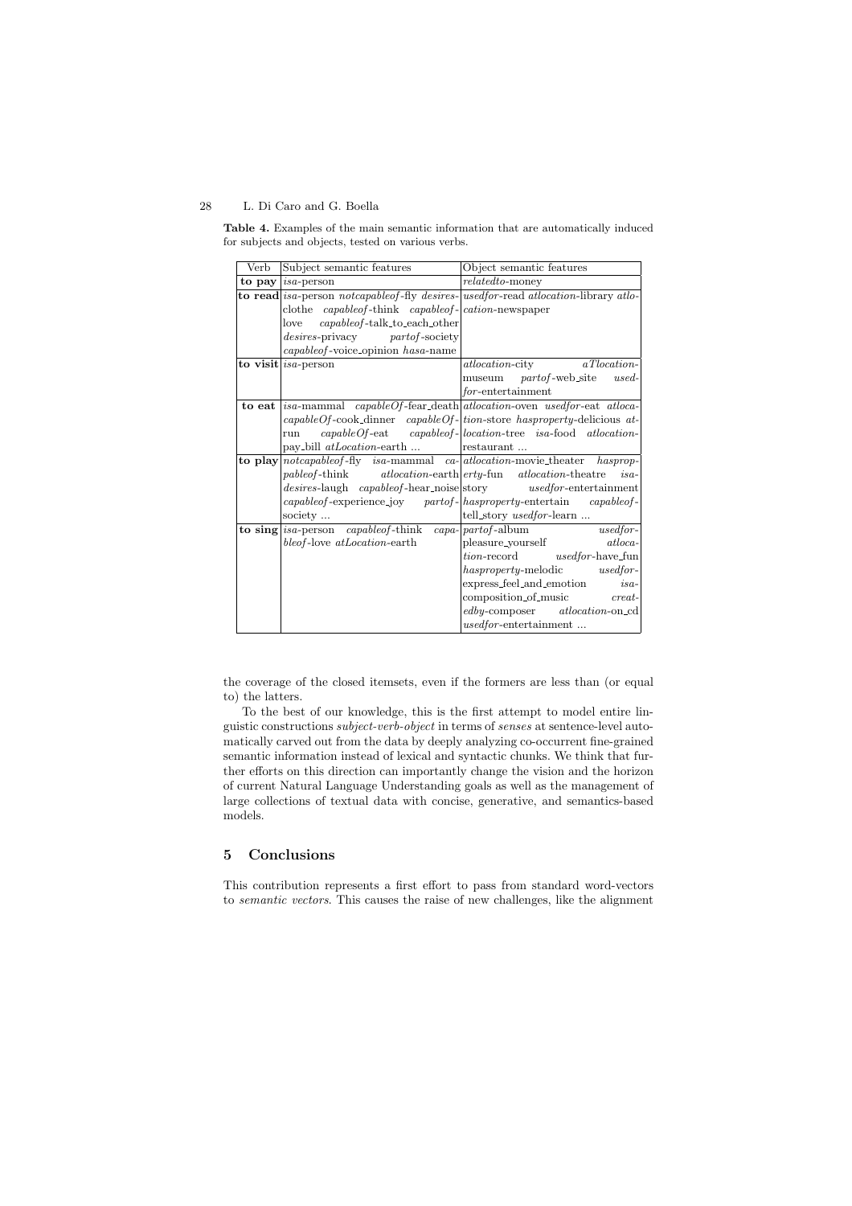**Table 4.** Examples of the main semantic information that are automatically induced for subjects and objects, tested on various verbs.

| Verb | Subject semantic features | Object semantic features |
|---|---|---|
| **to pay** | *isa*-person | *relatedto*-money |
| **to read** | *isa*-person *notcapableof*-fly *desires*-clothe *capableof*-think *capableof*-love *capableof*-talk_to_each_other *desires*-privacy *partof*-society *capableof*-voice_opinion *hasa*-name | *usedfor*-read *atlocation*-library *atlocation*-newspaper |
| **to visit** | *isa*-person | *atlocation*-city *aTlocation*-museum *partof*-web_site *usedfor*-entertainment |
| **to eat** | *isa*-mammal *capableOf*-fear_death *capableOf*-cook_dinner *capableOf*-run *capableOf*-eat *capableof*-pay_bill *atLocation*-earth ... | *atlocation*-oven *usedfor*-eat *atlocation*-store *hasproperty*-delicious *atlocation*-tree *isa*-food *atlocation*-restaurant ... |
| **to play** | *notcapableof*-fly *isa*-mammal *capableof*-think *atlocation*-earth *desires*-laugh *capableof*-hear_noise *capableof*-experience_joy *partof*-society ... | *atlocation*-movie_theater *hasproperty*-fun *atlocation*-theatre *isa*-story *usedfor*-entertainment *hasproperty*-entertain *capableof*-tell_story *usedfor*-learn ... |
| **to sing** | *isa*-person *capableof*-think *capableof*-love *atLocation*-earth | *partof*-album *usedfor*-pleasure_yourself *atlocation*-record *usedfor*-have_fun *hasproperty*-melodic *usedfor*-express_feel_and_emotion *isa*-composition_of_music *createdby*-composer *atlocation*-on_cd *usedfor*-entertainment ... |

the coverage of the closed itemsets, even if the formers are less than (or equal to) the latters.

To the best of our knowledge, this is the first attempt to model entire linguistic constructions *subject-verb-object* in terms of *senses* at sentence-level automatically carved out from the data by deeply analyzing co-occurrent fine-grained semantic information instead of lexical and syntactic chunks. We think that further efforts on this direction can importantly change the vision and the horizon of current Natural Language Understanding goals as well as the management of large collections of textual data with concise, generative, and semantics-based models.

## 5 Conclusions

This contribution represents a first effort to pass from standard word-vectors to *semantic vectors*. This causes the raise of new challenges, like the alignment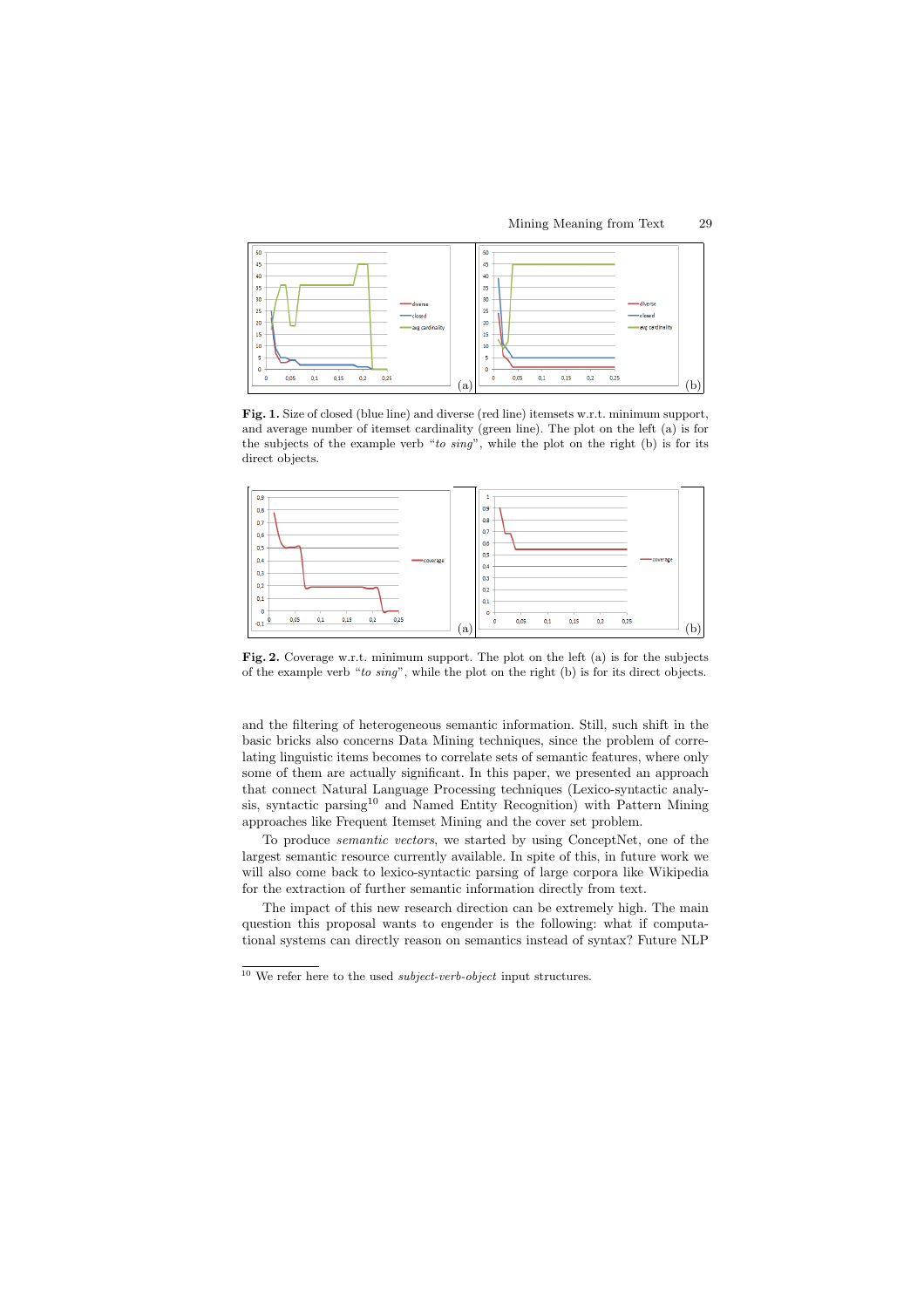**Fig. 1.** Size of closed (blue line) and diverse (red line) itemsets w.r.t. minimum support, and average number of itemset cardinality (green line). The plot on the left (a) is for the subjects of the example verb "*to sing*", while the plot on the right (b) is for its direct objects.

**Fig. 2.** Coverage w.r.t. minimum support. The plot on the left (a) is for the subjects of the example verb "*to sing*", while the plot on the right (b) is for its direct objects.

and the filtering of heterogeneous semantic information. Still, such shift in the basic bricks also concerns Data Mining techniques, since the problem of correlating linguistic items becomes to correlate sets of semantic features, where only some of them are actually significant. In this paper, we presented an approach that connect Natural Language Processing techniques (Lexico-syntactic analysis, syntactic parsing[10] and Named Entity Recognition) with Pattern Mining approaches like Frequent Itemset Mining and the cover set problem.

To produce *semantic vectors*, we started by using ConceptNet, one of the largest semantic resource currently available. In spite of this, in future work we will also come back to lexico-syntactic parsing of large corpora like Wikipedia for the extraction of further semantic information directly from text.

The impact of this new research direction can be extremely high. The main question this proposal wants to engender is the following: what if computational systems can directly reason on semantics instead of syntax? Future NLP

[10] We refer here to the used *subject-verb-object* input structures.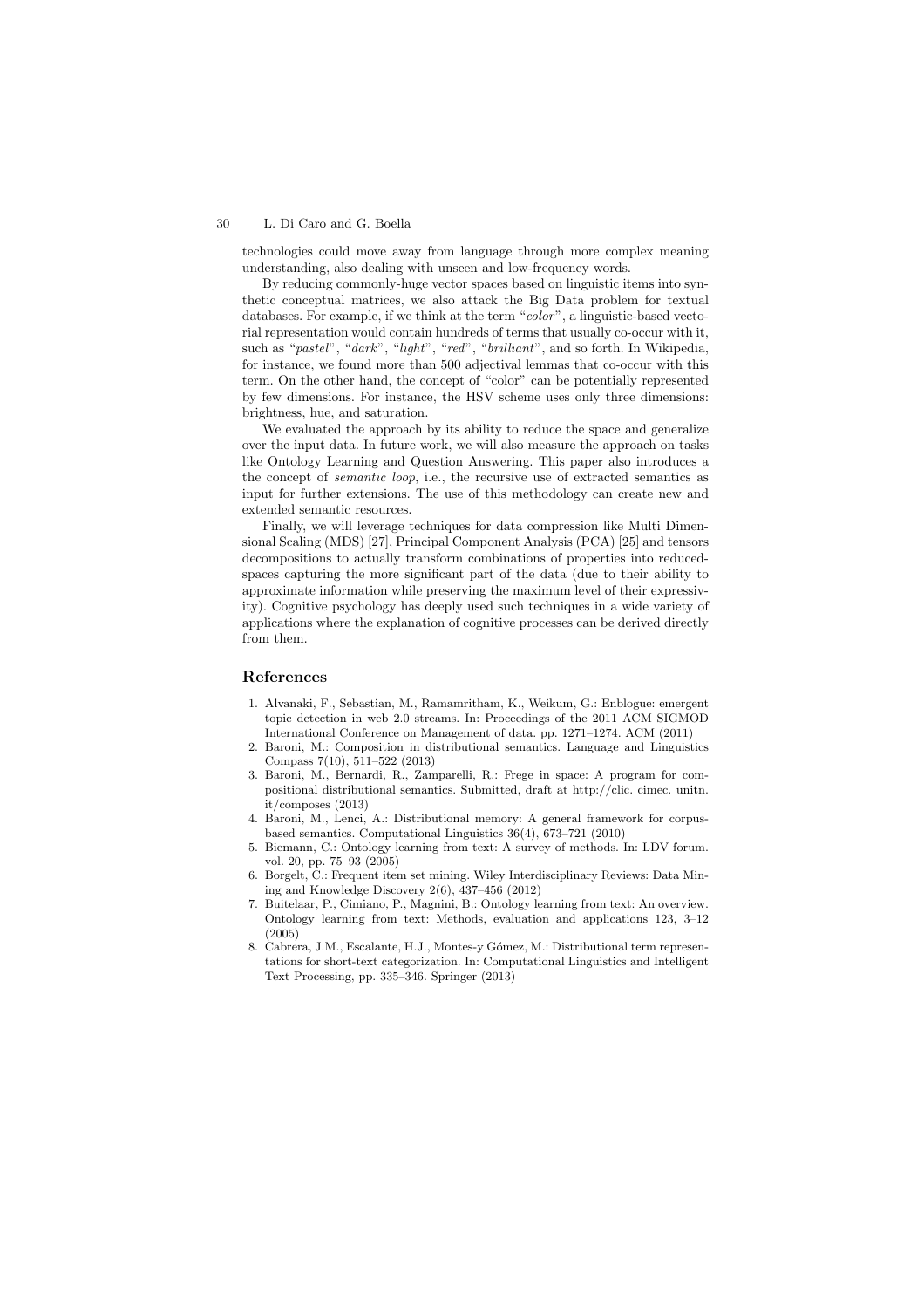technologies could move away from language through more complex meaning understanding, also dealing with unseen and low-frequency words.

By reducing commonly-huge vector spaces based on linguistic items into synthetic conceptual matrices, we also attack the Big Data problem for textual databases. For example, if we think at the term "*color*", a linguistic-based vectorial representation would contain hundreds of terms that usually co-occur with it, such as "*pastel*", "*dark*", "*light*", "*red*", "*brilliant*", and so forth. In Wikipedia, for instance, we found more than 500 adjectival lemmas that co-occur with this term. On the other hand, the concept of "color" can be potentially represented by few dimensions. For instance, the HSV scheme uses only three dimensions: brightness, hue, and saturation.

We evaluated the approach by its ability to reduce the space and generalize over the input data. In future work, we will also measure the approach on tasks like Ontology Learning and Question Answering. This paper also introduces a the concept of *semantic loop*, i.e., the recursive use of extracted semantics as input for further extensions. The use of this methodology can create new and extended semantic resources.

Finally, we will leverage techniques for data compression like Multi Dimensional Scaling (MDS) [27], Principal Component Analysis (PCA) [25] and tensors decompositions to actually transform combinations of properties into reduced-spaces capturing the more significant part of the data (due to their ability to approximate information while preserving the maximum level of their expressivity). Cognitive psychology has deeply used such techniques in a wide variety of applications where the explanation of cognitive processes can be derived directly from them.

## References

1. Alvanaki, F., Sebastian, M., Ramamritham, K., Weikum, G.: Enblogue: emergent topic detection in web 2.0 streams. In: Proceedings of the 2011 ACM SIGMOD International Conference on Management of data. pp. 1271–1274. ACM (2011)
2. Baroni, M.: Composition in distributional semantics. Language and Linguistics Compass 7(10), 511–522 (2013)
3. Baroni, M., Bernardi, R., Zamparelli, R.: Frege in space: A program for compositional distributional semantics. Submitted, draft at http://clic. cimec. unitn. it/composes (2013)
4. Baroni, M., Lenci, A.: Distributional memory: A general framework for corpus-based semantics. Computational Linguistics 36(4), 673–721 (2010)
5. Biemann, C.: Ontology learning from text: A survey of methods. In: LDV forum. vol. 20, pp. 75–93 (2005)
6. Borgelt, C.: Frequent item set mining. Wiley Interdisciplinary Reviews: Data Mining and Knowledge Discovery 2(6), 437–456 (2012)
7. Buitelaar, P., Cimiano, P., Magnini, B.: Ontology learning from text: An overview. Ontology learning from text: Methods, evaluation and applications 123, 3–12 (2005)
8. Cabrera, J.M., Escalante, H.J., Montes-y Gómez, M.: Distributional term representations for short-text categorization. In: Computational Linguistics and Intelligent Text Processing, pp. 335–346. Springer (2013)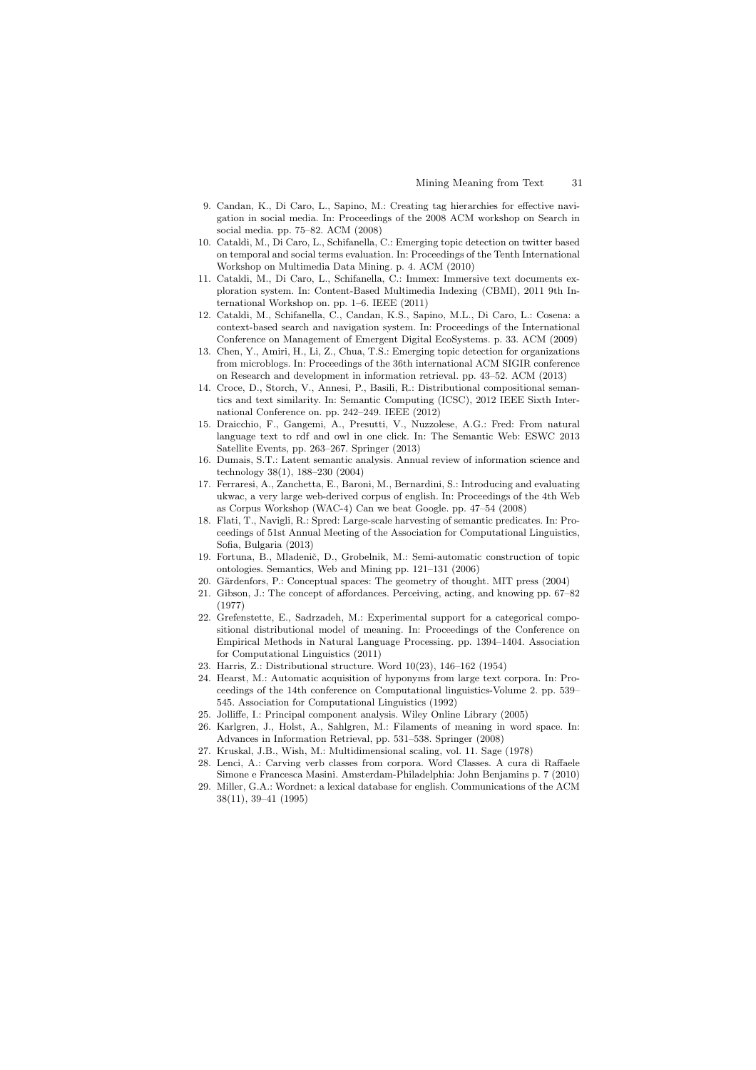9. Candan, K., Di Caro, L., Sapino, M.: Creating tag hierarchies for effective navigation in social media. In: Proceedings of the 2008 ACM workshop on Search in social media. pp. 75–82. ACM (2008)
10. Cataldi, M., Di Caro, L., Schifanella, C.: Emerging topic detection on twitter based on temporal and social terms evaluation. In: Proceedings of the Tenth International Workshop on Multimedia Data Mining. p. 4. ACM (2010)
11. Cataldi, M., Di Caro, L., Schifanella, C.: Immex: Immersive text documents exploration system. In: Content-Based Multimedia Indexing (CBMI), 2011 9th International Workshop on. pp. 1–6. IEEE (2011)
12. Cataldi, M., Schifanella, C., Candan, K.S., Sapino, M.L., Di Caro, L.: Cosena: a context-based search and navigation system. In: Proceedings of the International Conference on Management of Emergent Digital EcoSystems. p. 33. ACM (2009)
13. Chen, Y., Amiri, H., Li, Z., Chua, T.S.: Emerging topic detection for organizations from microblogs. In: Proceedings of the 36th international ACM SIGIR conference on Research and development in information retrieval. pp. 43–52. ACM (2013)
14. Croce, D., Storch, V., Annesi, P., Basili, R.: Distributional compositional semantics and text similarity. In: Semantic Computing (ICSC), 2012 IEEE Sixth International Conference on. pp. 242–249. IEEE (2012)
15. Draicchio, F., Gangemi, A., Presutti, V., Nuzzolese, A.G.: Fred: From natural language text to rdf and owl in one click. In: The Semantic Web: ESWC 2013 Satellite Events, pp. 263–267. Springer (2013)
16. Dumais, S.T.: Latent semantic analysis. Annual review of information science and technology 38(1), 188–230 (2004)
17. Ferraresi, A., Zanchetta, E., Baroni, M., Bernardini, S.: Introducing and evaluating ukwac, a very large web-derived corpus of english. In: Proceedings of the 4th Web as Corpus Workshop (WAC-4) Can we beat Google. pp. 47–54 (2008)
18. Flati, T., Navigli, R.: Spred: Large-scale harvesting of semantic predicates. In: Proceedings of 51st Annual Meeting of the Association for Computational Linguistics, Sofia, Bulgaria (2013)
19. Fortuna, B., Mladenič, D., Grobelnik, M.: Semi-automatic construction of topic ontologies. Semantics, Web and Mining pp. 121–131 (2006)
20. Gärdenfors, P.: Conceptual spaces: The geometry of thought. MIT press (2004)
21. Gibson, J.: The concept of affordances. Perceiving, acting, and knowing pp. 67–82 (1977)
22. Grefenstette, E., Sadrzadeh, M.: Experimental support for a categorical compositional distributional model of meaning. In: Proceedings of the Conference on Empirical Methods in Natural Language Processing. pp. 1394–1404. Association for Computational Linguistics (2011)
23. Harris, Z.: Distributional structure. Word 10(23), 146–162 (1954)
24. Hearst, M.: Automatic acquisition of hyponyms from large text corpora. In: Proceedings of the 14th conference on Computational linguistics-Volume 2. pp. 539–545. Association for Computational Linguistics (1992)
25. Jolliffe, I.: Principal component analysis. Wiley Online Library (2005)
26. Karlgren, J., Holst, A., Sahlgren, M.: Filaments of meaning in word space. In: Advances in Information Retrieval, pp. 531–538. Springer (2008)
27. Kruskal, J.B., Wish, M.: Multidimensional scaling, vol. 11. Sage (1978)
28. Lenci, A.: Carving verb classes from corpora. Word Classes. A cura di Raffaele Simone e Francesca Masini. Amsterdam-Philadelphia: John Benjamins p. 7 (2010)
29. Miller, G.A.: Wordnet: a lexical database for english. Communications of the ACM 38(11), 39–41 (1995)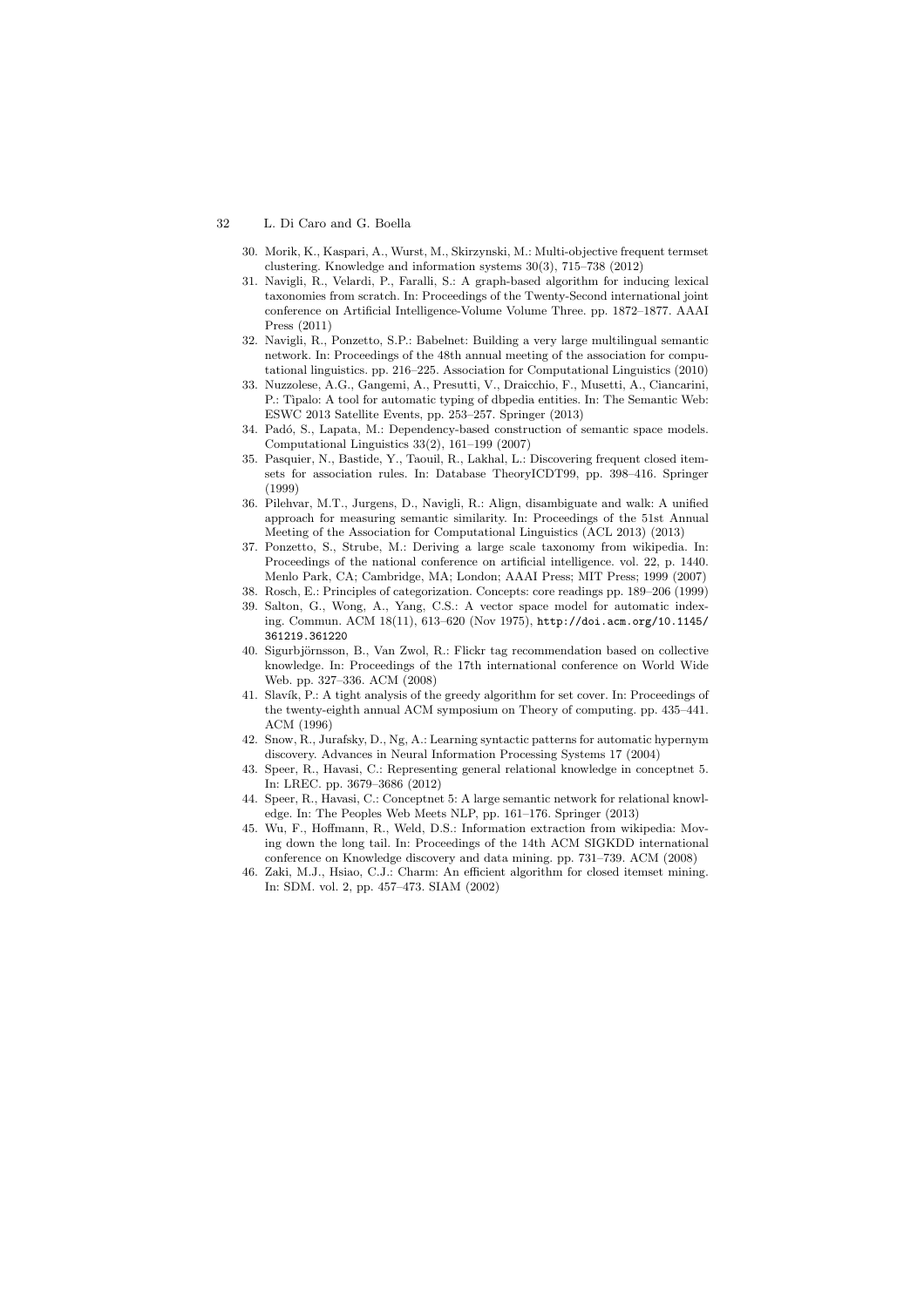30. Morik, K., Kaspari, A., Wurst, M., Skirzynski, M.: Multi-objective frequent termset clustering. Knowledge and information systems 30(3), 715–738 (2012)
31. Navigli, R., Velardi, P., Faralli, S.: A graph-based algorithm for inducing lexical taxonomies from scratch. In: Proceedings of the Twenty-Second international joint conference on Artificial Intelligence-Volume Volume Three. pp. 1872–1877. AAAI Press (2011)
32. Navigli, R., Ponzetto, S.P.: Babelnet: Building a very large multilingual semantic network. In: Proceedings of the 48th annual meeting of the association for computational linguistics. pp. 216–225. Association for Computational Linguistics (2010)
33. Nuzzolese, A.G., Gangemi, A., Presutti, V., Draicchio, F., Musetti, A., Ciancarini, P.: Tìpalo: A tool for automatic typing of dbpedia entities. In: The Semantic Web: ESWC 2013 Satellite Events, pp. 253–257. Springer (2013)
34. Padó, S., Lapata, M.: Dependency-based construction of semantic space models. Computational Linguistics 33(2), 161–199 (2007)
35. Pasquier, N., Bastide, Y., Taouil, R., Lakhal, L.: Discovering frequent closed itemsets for association rules. In: Database TheoryICDT99, pp. 398–416. Springer (1999)
36. Pilehvar, M.T., Jurgens, D., Navigli, R.: Align, disambiguate and walk: A unified approach for measuring semantic similarity. In: Proceedings of the 51st Annual Meeting of the Association for Computational Linguistics (ACL 2013) (2013)
37. Ponzetto, S., Strube, M.: Deriving a large scale taxonomy from wikipedia. In: Proceedings of the national conference on artificial intelligence. vol. 22, p. 1440. Menlo Park, CA; Cambridge, MA; London; AAAI Press; MIT Press; 1999 (2007)
38. Rosch, E.: Principles of categorization. Concepts: core readings pp. 189–206 (1999)
39. Salton, G., Wong, A., Yang, C.S.: A vector space model for automatic indexing. Commun. ACM 18(11), 613–620 (Nov 1975), http://doi.acm.org/10.1145/361219.361220
40. Sigurbjörnsson, B., Van Zwol, R.: Flickr tag recommendation based on collective knowledge. In: Proceedings of the 17th international conference on World Wide Web. pp. 327–336. ACM (2008)
41. Slavík, P.: A tight analysis of the greedy algorithm for set cover. In: Proceedings of the twenty-eighth annual ACM symposium on Theory of computing. pp. 435–441. ACM (1996)
42. Snow, R., Jurafsky, D., Ng, A.: Learning syntactic patterns for automatic hypernym discovery. Advances in Neural Information Processing Systems 17 (2004)
43. Speer, R., Havasi, C.: Representing general relational knowledge in conceptnet 5. In: LREC. pp. 3679–3686 (2012)
44. Speer, R., Havasi, C.: Conceptnet 5: A large semantic network for relational knowledge. In: The Peoples Web Meets NLP, pp. 161–176. Springer (2013)
45. Wu, F., Hoffmann, R., Weld, D.S.: Information extraction from wikipedia: Moving down the long tail. In: Proceedings of the 14th ACM SIGKDD international conference on Knowledge discovery and data mining. pp. 731–739. ACM (2008)
46. Zaki, M.J., Hsiao, C.J.: Charm: An efficient algorithm for closed itemset mining. In: SDM. vol. 2, pp. 457–473. SIAM (2002)